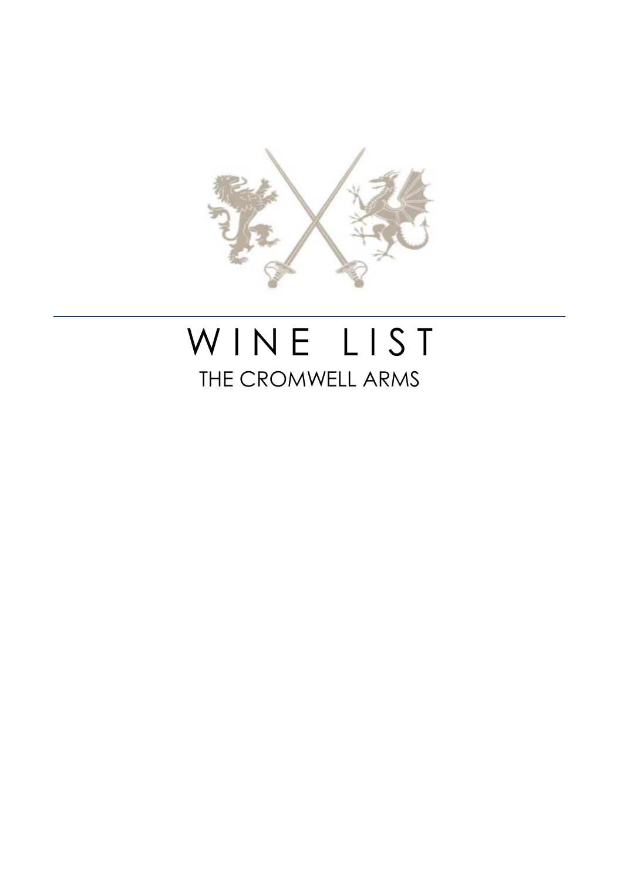# WINE LIST

## THE CROMWELL ARMS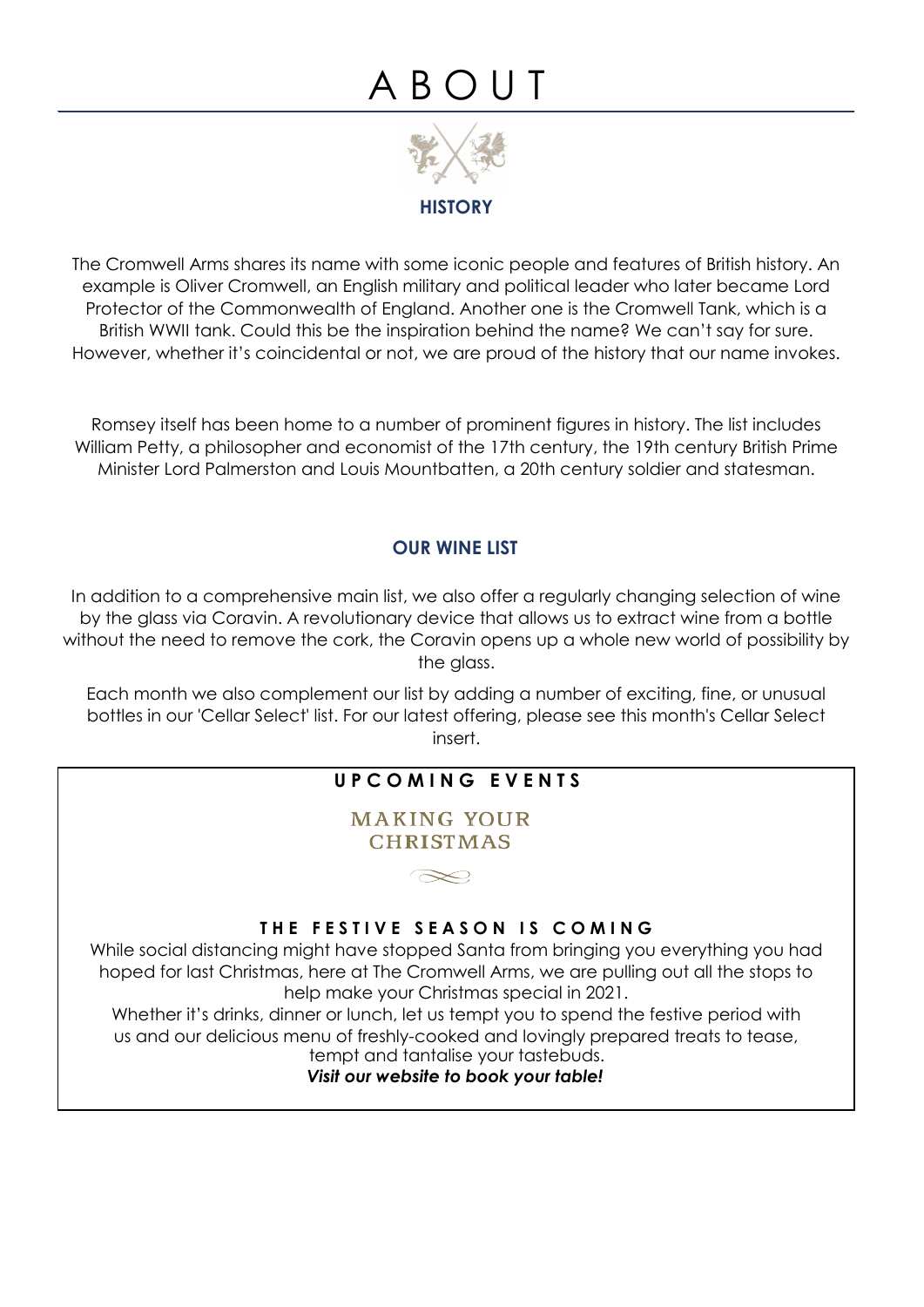# ABOUT

## HISTORY

The Cromwell Arms shares its name with some iconic people and features of British history. An example is Oliver Cromwell, an English military and political leader who later became Lord Protector of the Commonwealth of England. Another one is the Cromwell Tank, which is a British WWII tank. Could this be the inspiration behind the name? We can't say for sure. However, whether it's coincidental or not, we are proud of the history that our name invokes.

Romsey itself has been home to a number of prominent figures in history. The list includes William Petty, a philosopher and economist of the 17th century, the 19th century British Prime Minister Lord Palmerston and Louis Mountbatten, a 20th century soldier and statesman.

## OUR WINE LIST

In addition to a comprehensive main list, we also offer a regularly changing selection of wine by the glass via Coravin. A revolutionary device that allows us to extract wine from a bottle without the need to remove the cork, the Coravin opens up a whole new world of possibility by the glass.

Each month we also complement our list by adding a number of exciting, fine, or unusual bottles in our 'Cellar Select' list. For our latest offering, please see this month's Cellar Select insert.

## UPCOMING EVENTS

### MAKING YOUR CHRISTMAS

### THE FESTIVE SEASON IS COMING

While social distancing might have stopped Santa from bringing you everything you had hoped for last Christmas, here at The Cromwell Arms, we are pulling out all the stops to help make your Christmas special in 2021.

Whether it's drinks, dinner or lunch, let us tempt you to spend the festive period with us and our delicious menu of freshly-cooked and lovingly prepared treats to tease, tempt and tantalise your tastebuds.

***Visit our website to book your table!***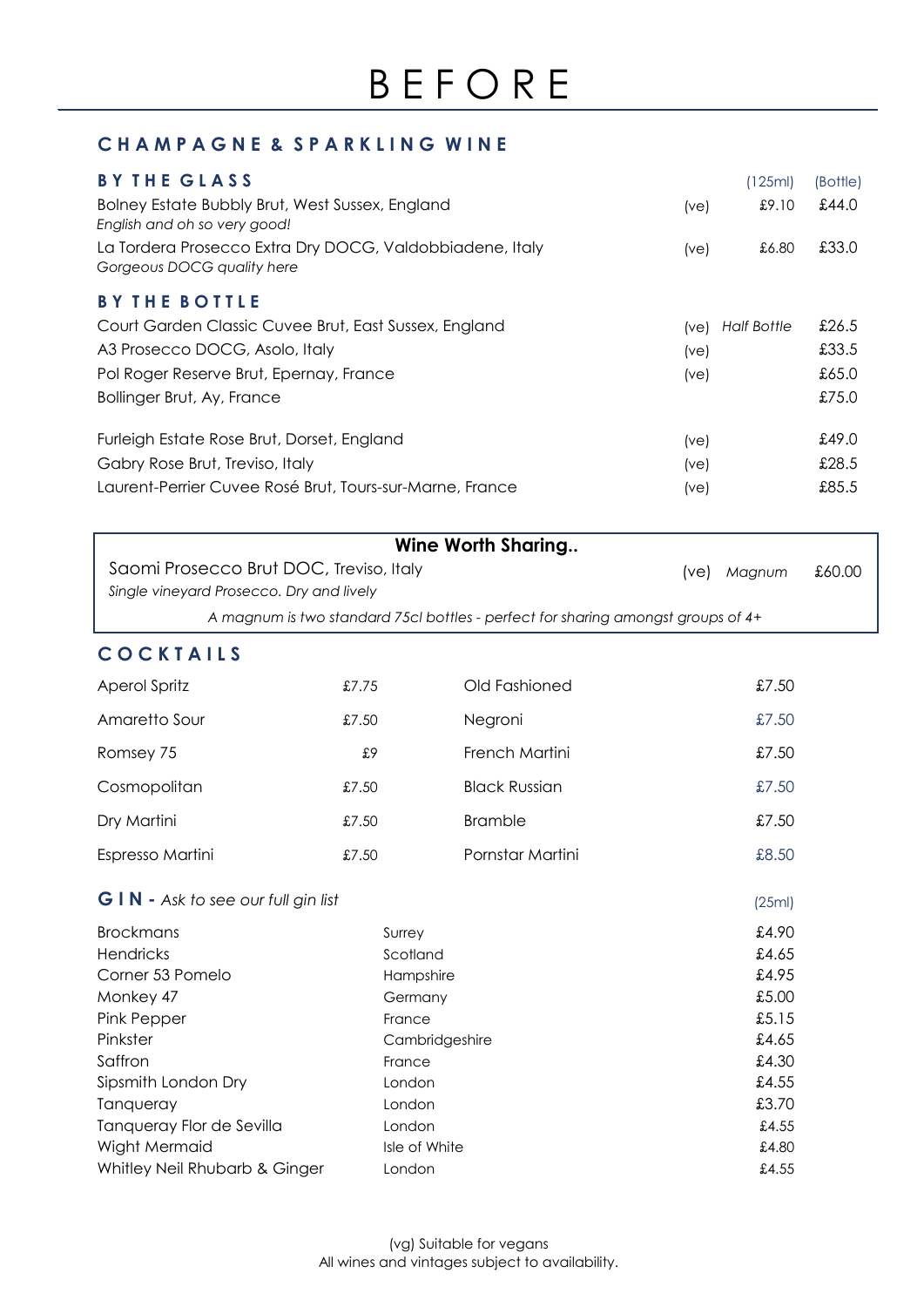# BEFORE

## CHAMPAGNE & SPARKLING WINE

### BY THE GLASS

| | | (125ml) | (Bottle) |
|---|---|---|---|
| Bolney Estate Bubbly Brut, West Sussex, England<br>*English and oh so very good!* | (ve) | £9.10 | £44.0 |
| La Tordera Prosecco Extra Dry DOCG, Valdobbiadene, Italy<br>*Gorgeous DOCG quality here* | (ve) | £6.80 | £33.0 |

### BY THE BOTTLE

| | | | |
|---|---|---|---|
| Court Garden Classic Cuvee Brut, East Sussex, England | (ve) | *Half Bottle* | £26.5 |
| A3 Prosecco DOCG, Asolo, Italy | (ve) | | £33.5 |
| Pol Roger Reserve Brut, Epernay, France | (ve) | | £65.0 |
| Bollinger Brut, Ay, France | | | £75.0 |
| Furleigh Estate Rose Brut, Dorset, England | (ve) | | £49.0 |
| Gabry Rose Brut, Treviso, Italy | (ve) | | £28.5 |
| Laurent-Perrier Cuvee Rosé Brut, Tours-sur-Marne, France | (ve) | | £85.5 |

**Wine Worth Sharing..**

| | | | |
|---|---|---|---|
| Saomi Prosecco Brut DOC, Treviso, Italy<br>*Single vineyard Prosecco. Dry and lively* | (ve) | *Magnum* | £60.00 |

*A magnum is two standard 75cl bottles - perfect for sharing amongst groups of 4+*

## COCKTAILS

| | | | |
|---|---|---|---|
| Aperol Spritz | £7.75 | Old Fashioned | £7.50 |
| Amaretto Sour | £7.50 | Negroni | £7.50 |
| Romsey 75 | £9 | French Martini | £7.50 |
| Cosmopolitan | £7.50 | Black Russian | £7.50 |
| Dry Martini | £7.50 | Bramble | £7.50 |
| Espresso Martini | £7.50 | Pornstar Martini | £8.50 |

## GIN - *Ask to see our full gin list*

| | | (25ml) |
|---|---|---|
| Brockmans | Surrey | £4.90 |
| Hendricks | Scotland | £4.65 |
| Corner 53 Pomelo | Hampshire | £4.95 |
| Monkey 47 | Germany | £5.00 |
| Pink Pepper | France | £5.15 |
| Pinkster | Cambridgeshire | £4.65 |
| Saffron | France | £4.30 |
| Sipsmith London Dry | London | £4.55 |
| Tanqueray | London | £3.70 |
| Tanqueray Flor de Sevilla | London | £4.55 |
| Wight Mermaid | Isle of White | £4.80 |
| Whitley Neil Rhubarb & Ginger | London | £4.55 |

(vg) Suitable for vegans
All wines and vintages subject to availability.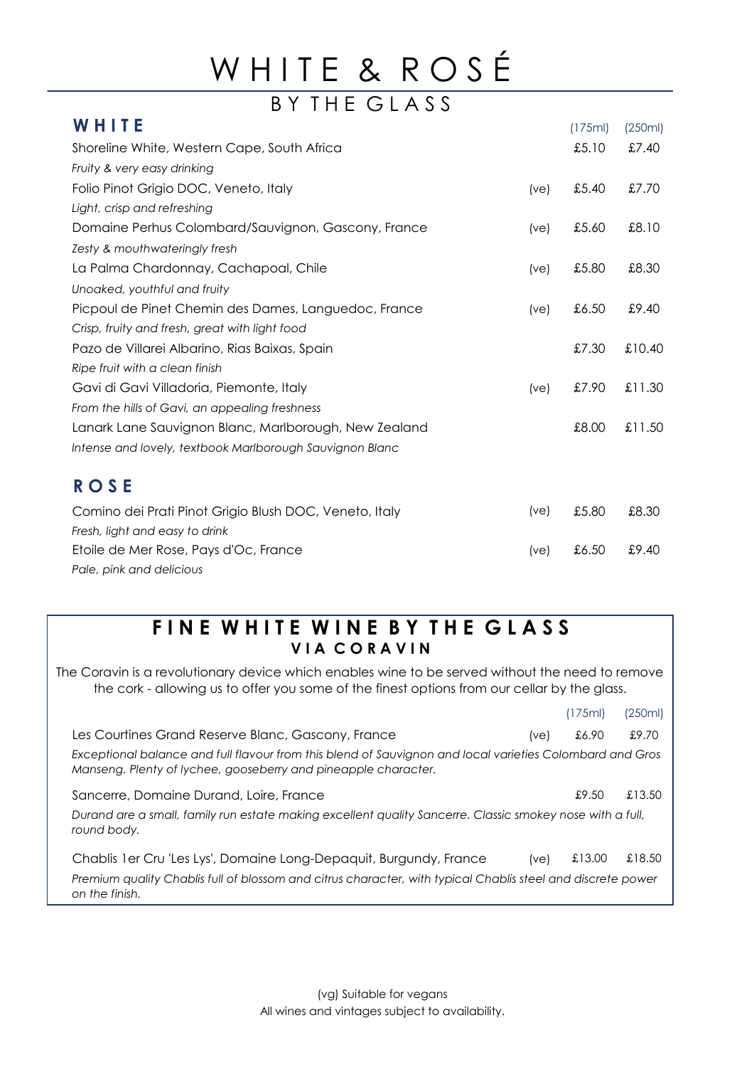# WHITE & ROSÉ

## BY THE GLASS

### WHITE

| | | (175ml) | (250ml) |
|---|---|---|---|
| Shoreline White, Western Cape, South Africa<br>*Fruity & very easy drinking* | | £5.10 | £7.40 |
| Folio Pinot Grigio DOC, Veneto, Italy<br>*Light, crisp and refreshing* | (ve) | £5.40 | £7.70 |
| Domaine Perhus Colombard/Sauvignon, Gascony, France<br>*Zesty & mouthwateringly fresh* | (ve) | £5.60 | £8.10 |
| La Palma Chardonnay, Cachapoal, Chile<br>*Unoaked, youthful and fruity* | (ve) | £5.80 | £8.30 |
| Picpoul de Pinet Chemin des Dames, Languedoc, France<br>*Crisp, fruity and fresh, great with light food* | (ve) | £6.50 | £9.40 |
| Pazo de Villarei Albarino, Rias Baixas, Spain<br>*Ripe fruit with a clean finish* | | £7.30 | £10.40 |
| Gavi di Gavi Villadoria, Piemonte, Italy<br>*From the hills of Gavi, an appealing freshness* | (ve) | £7.90 | £11.30 |
| Lanark Lane Sauvignon Blanc, Marlborough, New Zealand<br>*Intense and lovely, textbook Marlborough Sauvignon Blanc* | | £8.00 | £11.50 |

### ROSE

| | | | |
|---|---|---|---|
| Comino dei Prati Pinot Grigio Blush DOC, Veneto, Italy<br>*Fresh, light and easy to drink* | (ve) | £5.80 | £8.30 |
| Etoile de Mer Rose, Pays d'Oc, France<br>*Pale, pink and delicious* | (ve) | £6.50 | £9.40 |

## FINE WHITE WINE BY THE GLASS

### VIA CORAVIN

The Coravin is a revolutionary device which enables wine to be served without the need to remove the cork - allowing us to offer you some of the finest options from our cellar by the glass.

| | | (175ml) | (250ml) |
|---|---|---|---|
| Les Courtines Grand Reserve Blanc, Gascony, France<br>*Exceptional balance and full flavour from this blend of Sauvignon and local varieties Colombard and Gros Manseng. Plenty of lychee, gooseberry and pineapple character.* | (ve) | £6.90 | £9.70 |
| Sancerre, Domaine Durand, Loire, France<br>*Durand are a small, family run estate making excellent quality Sancerre. Classic smokey nose with a full, round body.* | | £9.50 | £13.50 |
| Chablis 1er Cru 'Les Lys', Domaine Long-Depaquit, Burgundy, France<br>*Premium quality Chablis full of blossom and citrus character, with typical Chablis steel and discrete power on the finish.* | (ve) | £13.00 | £18.50 |

(vg) Suitable for vegans
All wines and vintages subject to availability.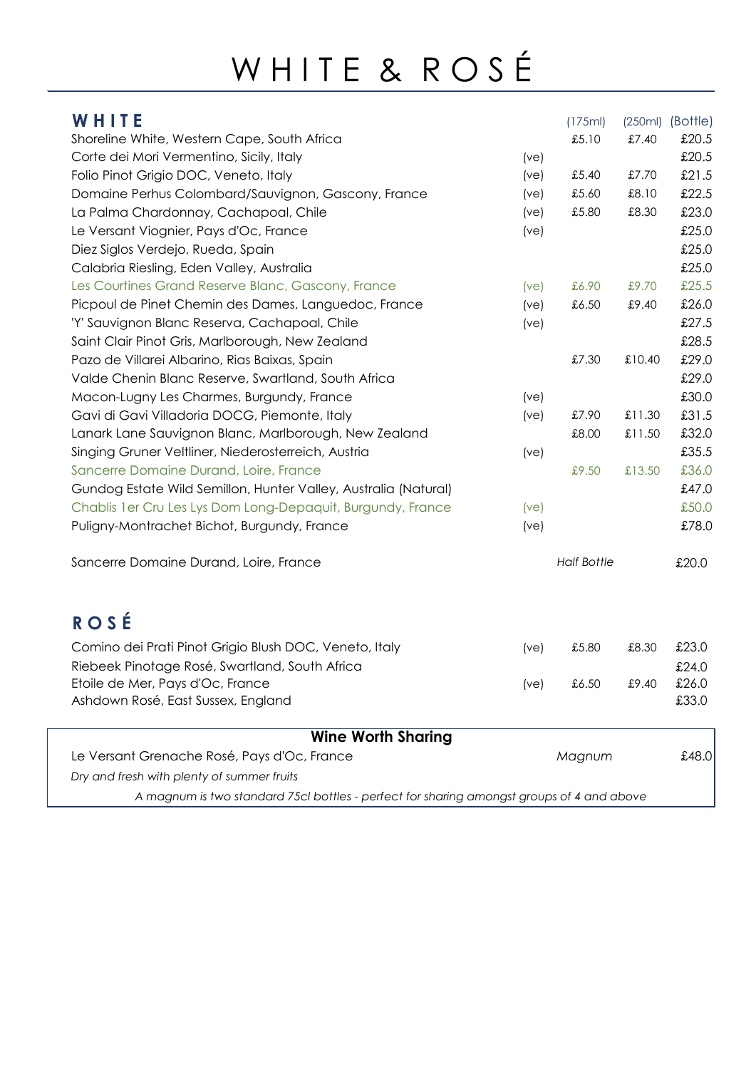# WHITE & ROSÉ

## WHITE

| Wine | | (175ml) | (250ml) | (Bottle) |
|---|---|---|---|---|
| Shoreline White, Western Cape, South Africa | | £5.10 | £7.40 | £20.5 |
| Corte dei Mori Vermentino, Sicily, Italy | (ve) | | | £20.5 |
| Folio Pinot Grigio DOC, Veneto, Italy | (ve) | £5.40 | £7.70 | £21.5 |
| Domaine Perhus Colombard/Sauvignon, Gascony, France | (ve) | £5.60 | £8.10 | £22.5 |
| La Palma Chardonnay, Cachapoal, Chile | (ve) | £5.80 | £8.30 | £23.0 |
| Le Versant Viognier, Pays d'Oc, France | (ve) | | | £25.0 |
| Diez Siglos Verdejo, Rueda, Spain | | | | £25.0 |
| Calabria Riesling, Eden Valley, Australia | | | | £25.0 |
| Les Courtines Grand Reserve Blanc, Gascony, France | (ve) | £6.90 | £9.70 | £25.5 |
| Picpoul de Pinet Chemin des Dames, Languedoc, France | (ve) | £6.50 | £9.40 | £26.0 |
| 'Y' Sauvignon Blanc Reserva, Cachapoal, Chile | (ve) | | | £27.5 |
| Saint Clair Pinot Gris, Marlborough, New Zealand | | | | £28.5 |
| Pazo de Villarei Albarino, Rias Baixas, Spain | | £7.30 | £10.40 | £29.0 |
| Valde Chenin Blanc Reserve, Swartland, South Africa | | | | £29.0 |
| Macon-Lugny Les Charmes, Burgundy, France | (ve) | | | £30.0 |
| Gavi di Gavi Villadoria DOCG, Piemonte, Italy | (ve) | £7.90 | £11.30 | £31.5 |
| Lanark Lane Sauvignon Blanc, Marlborough, New Zealand | | £8.00 | £11.50 | £32.0 |
| Singing Gruner Veltliner, Niederosterreich, Austria | (ve) | | | £35.5 |
| Sancerre Domaine Durand, Loire, France | | £9.50 | £13.50 | £36.0 |
| Gundog Estate Wild Semillon, Hunter Valley, Australia (Natural) | | | | £47.0 |
| Chablis 1er Cru Les Lys Dom Long-Depaquit, Burgundy, France | (ve) | | | £50.0 |
| Puligny-Montrachet Bichot, Burgundy, France | (ve) | | | £78.0 |
| Sancerre Domaine Durand, Loire, France | | *Half Bottle* | | £20.0 |

## ROSÉ

| Wine | | (175ml) | (250ml) | (Bottle) |
|---|---|---|---|---|
| Comino dei Prati Pinot Grigio Blush DOC, Veneto, Italy | (ve) | £5.80 | £8.30 | £23.0 |
| Riebeek Pinotage Rosé, Swartland, South Africa | | | | £24.0 |
| Etoile de Mer, Pays d'Oc, France | (ve) | £6.50 | £9.40 | £26.0 |
| Ashdown Rosé, East Sussex, England | | | | £33.0 |

**Wine Worth Sharing**

| Wine | | |
|---|---|---|
| Le Versant Grenache Rosé, Pays d'Oc, France | *Magnum* | £48.0 |

*Dry and fresh with plenty of summer fruits*

*A magnum is two standard 75cl bottles - perfect for sharing amongst groups of 4 and above*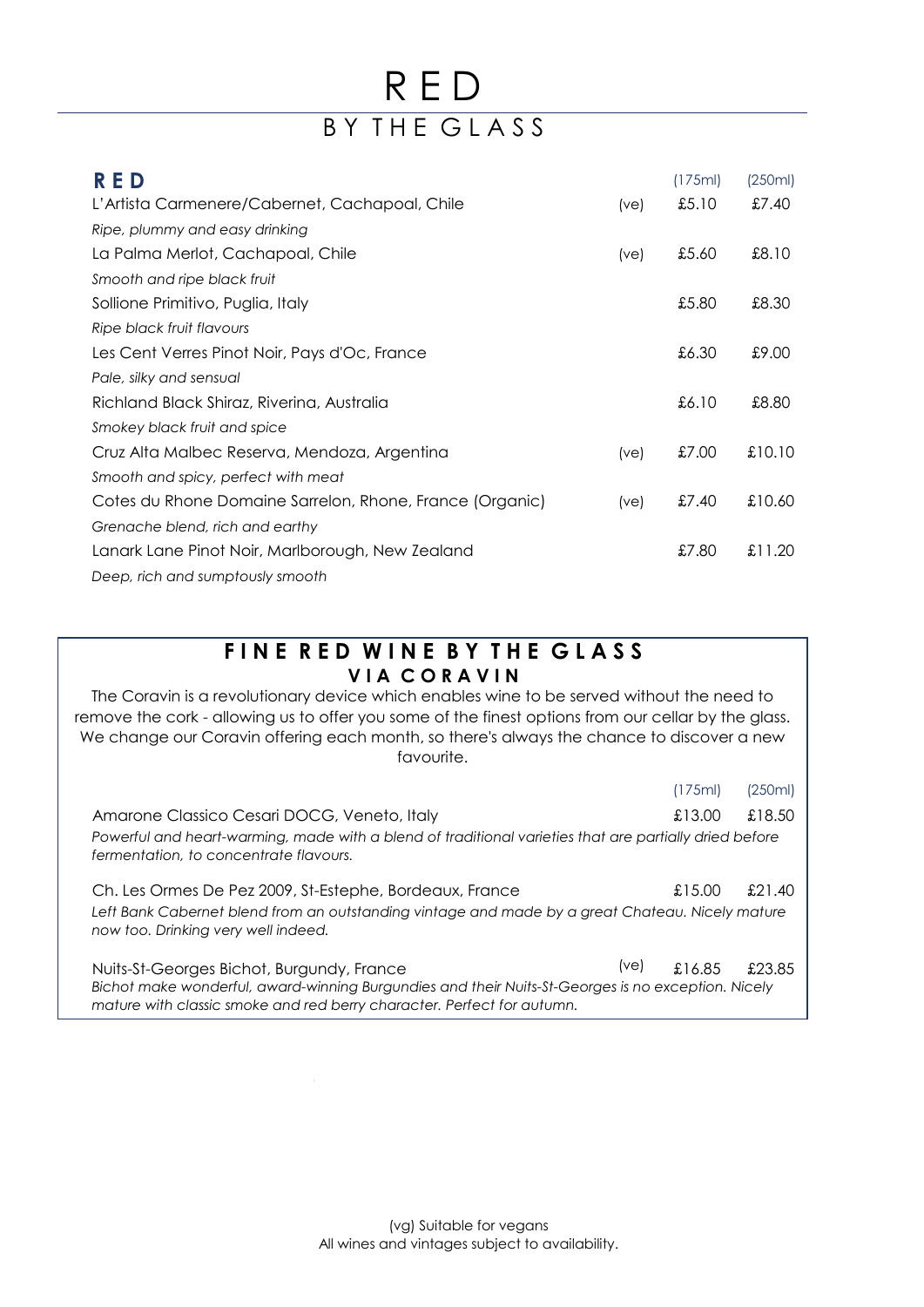# RED

## BY THE GLASS

| **RED** | | (175ml) | (250ml) |
|---|---|---|---|
| L'Artista Carmenere/Cabernet, Cachapoal, Chile | (ve) | £5.10 | £7.40 |
| *Ripe, plummy and easy drinking* | | | |
| La Palma Merlot, Cachapoal, Chile | (ve) | £5.60 | £8.10 |
| *Smooth and ripe black fruit* | | | |
| Sollione Primitivo, Puglia, Italy | | £5.80 | £8.30 |
| *Ripe black fruit flavours* | | | |
| Les Cent Verres Pinot Noir, Pays d'Oc, France | | £6.30 | £9.00 |
| *Pale, silky and sensual* | | | |
| Richland Black Shiraz, Riverina, Australia | | £6.10 | £8.80 |
| *Smokey black fruit and spice* | | | |
| Cruz Alta Malbec Reserva, Mendoza, Argentina | (ve) | £7.00 | £10.10 |
| *Smooth and spicy, perfect with meat* | | | |
| Cotes du Rhone Domaine Sarrelon, Rhone, France (Organic) | (ve) | £7.40 | £10.60 |
| *Grenache blend, rich and earthy* | | | |
| Lanark Lane Pinot Noir, Marlborough, New Zealand | | £7.80 | £11.20 |
| *Deep, rich and sumptously smooth* | | | |

### FINE RED WINE BY THE GLASS
### VIA CORAVIN

The Coravin is a revolutionary device which enables wine to be served without the need to remove the cork - allowing us to offer you some of the finest options from our cellar by the glass. We change our Coravin offering each month, so there's always the chance to discover a new favourite.

| | | (175ml) | (250ml) |
|---|---|---|---|
| Amarone Classico Cesari DOCG, Veneto, Italy | | £13.00 | £18.50 |
| *Powerful and heart-warming, made with a blend of traditional varieties that are partially dried before fermentation, to concentrate flavours.* | | | |
| Ch. Les Ormes De Pez 2009, St-Estephe, Bordeaux, France | | £15.00 | £21.40 |
| *Left Bank Cabernet blend from an outstanding vintage and made by a great Chateau. Nicely mature now too. Drinking very well indeed.* | | | |
| Nuits-St-Georges Bichot, Burgundy, France | (ve) | £16.85 | £23.85 |
| *Bichot make wonderful, award-winning Burgundies and their Nuits-St-Georges is no exception. Nicely mature with classic smoke and red berry character. Perfect for autumn.* | | | |

(vg) Suitable for vegans
All wines and vintages subject to availability.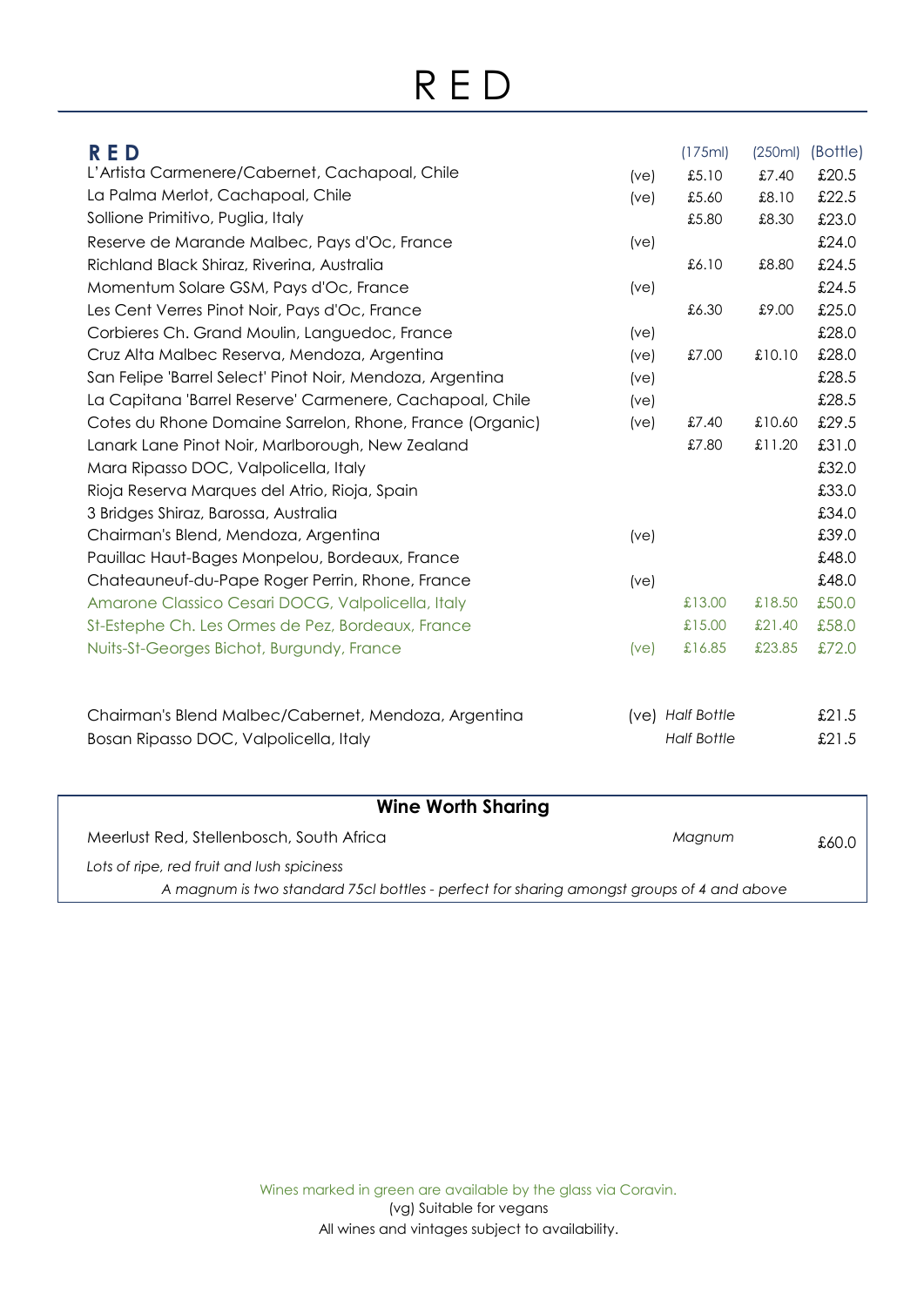# RED

| RED | | (175ml) | (250ml) | (Bottle) |
|---|---|---|---|---|
| L'Artista Carmenere/Cabernet, Cachapoal, Chile | (ve) | £5.10 | £7.40 | £20.5 |
| La Palma Merlot, Cachapoal, Chile | (ve) | £5.60 | £8.10 | £22.5 |
| Sollione Primitivo, Puglia, Italy | | £5.80 | £8.30 | £23.0 |
| Reserve de Marande Malbec, Pays d'Oc, France | (ve) | | | £24.0 |
| Richland Black Shiraz, Riverina, Australia | | £6.10 | £8.80 | £24.5 |
| Momentum Solare GSM, Pays d'Oc, France | (ve) | | | £24.5 |
| Les Cent Verres Pinot Noir, Pays d'Oc, France | | £6.30 | £9.00 | £25.0 |
| Corbieres Ch. Grand Moulin, Languedoc, France | (ve) | | | £28.0 |
| Cruz Alta Malbec Reserva, Mendoza, Argentina | (ve) | £7.00 | £10.10 | £28.0 |
| San Felipe 'Barrel Select' Pinot Noir, Mendoza, Argentina | (ve) | | | £28.5 |
| La Capitana 'Barrel Reserve' Carmenere, Cachapoal, Chile | (ve) | | | £28.5 |
| Cotes du Rhone Domaine Sarrelon, Rhone, France (Organic) | (ve) | £7.40 | £10.60 | £29.5 |
| Lanark Lane Pinot Noir, Marlborough, New Zealand | | £7.80 | £11.20 | £31.0 |
| Mara Ripasso DOC, Valpolicella, Italy | | | | £32.0 |
| Rioja Reserva Marques del Atrio, Rioja, Spain | | | | £33.0 |
| 3 Bridges Shiraz, Barossa, Australia | | | | £34.0 |
| Chairman's Blend, Mendoza, Argentina | (ve) | | | £39.0 |
| Pauillac Haut-Bages Monpelou, Bordeaux, France | | | | £48.0 |
| Chateauneuf-du-Pape Roger Perrin, Rhone, France | (ve) | | | £48.0 |
| Amarone Classico Cesari DOCG, Valpolicella, Italy | | £13.00 | £18.50 | £50.0 |
| St-Estephe Ch. Les Ormes de Pez, Bordeaux, France | | £15.00 | £21.40 | £58.0 |
| Nuits-St-Georges Bichot, Burgundy, France | (ve) | £16.85 | £23.85 | £72.0 |

| | | | |
|---|---|---|---|
| Chairman's Blend Malbec/Cabernet, Mendoza, Argentina | (ve) | *Half Bottle* | £21.5 |
| Bosan Ripasso DOC, Valpolicella, Italy | | *Half Bottle* | £21.5 |

## Wine Worth Sharing

| | | |
|---|---|---|
| Meerlust Red, Stellenbosch, South Africa | *Magnum* | £60.0 |

*Lots of ripe, red fruit and lush spiciness*

*A magnum is two standard 75cl bottles - perfect for sharing amongst groups of 4 and above*

Wines marked in green are available by the glass via Coravin.

(vg) Suitable for vegans

All wines and vintages subject to availability.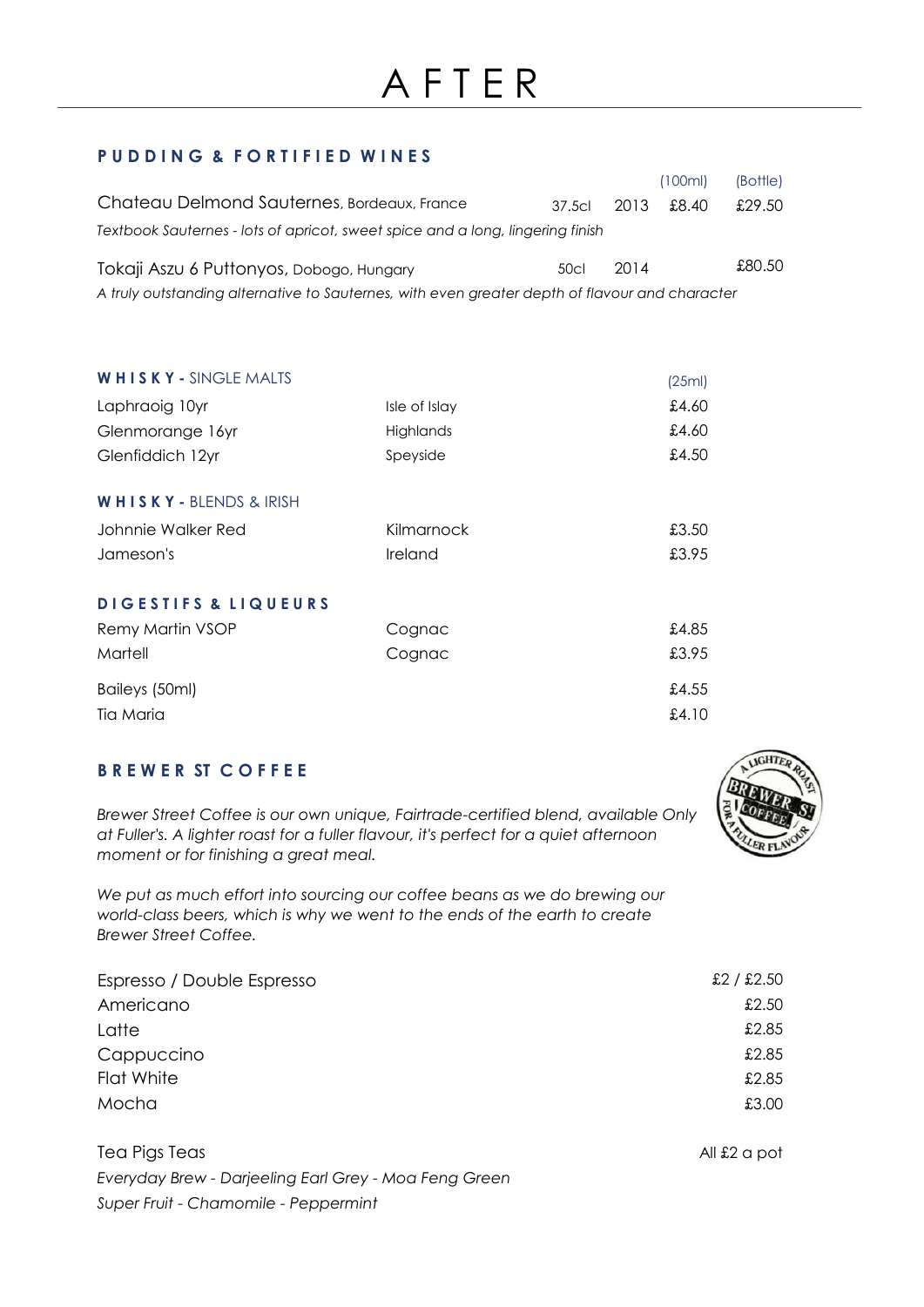# AFTER

## PUDDING & FORTIFIED WINES

| | | | (100ml) | (Bottle) |
|---|---|---|---|---|
| Chateau Delmond Sauternes, Bordeaux, France | 37.5cl | 2013 | £8.40 | £29.50 |
| *Textbook Sauternes - lots of apricot, sweet spice and a long, lingering finish* | | | | |
| Tokaji Aszu 6 Puttonyos, Dobogo, Hungary | 50cl | 2014 | | £80.50 |
| *A truly outstanding alternative to Sauternes, with even greater depth of flavour and character* | | | | |

## WHISKY - SINGLE MALTS

| | | (25ml) |
|---|---|---|
| Laphraoig 10yr | Isle of Islay | £4.60 |
| Glenmorange 16yr | Highlands | £4.60 |
| Glenfiddich 12yr | Speyside | £4.50 |

## WHISKY - BLENDS & IRISH

| | | |
|---|---|---|
| Johnnie Walker Red | Kilmarnock | £3.50 |
| Jameson's | Ireland | £3.95 |

## DIGESTIFS & LIQUEURS

| | | |
|---|---|---|
| Remy Martin VSOP | Cognac | £4.85 |
| Martell | Cognac | £3.95 |
| Baileys (50ml) | | £4.55 |
| Tia Maria | | £4.10 |

## BREWER ST COFFEE

*Brewer Street Coffee is our own unique, Fairtrade-certified blend, available Only at Fuller's. A lighter roast for a fuller flavour, it's perfect for a quiet afternoon moment or for finishing a great meal.*

*We put as much effort into sourcing our coffee beans as we do brewing our world-class beers, which is why we went to the ends of the earth to create Brewer Street Coffee.*

| | |
|---|---|
| Espresso / Double Espresso | £2 / £2.50 |
| Americano | £2.50 |
| Latte | £2.85 |
| Cappuccino | £2.85 |
| Flat White | £2.85 |
| Mocha | £3.00 |

Tea Pigs Teas — All £2 a pot

*Everyday Brew - Darjeeling Earl Grey - Moa Feng Green*
*Super Fruit - Chamomile - Peppermint*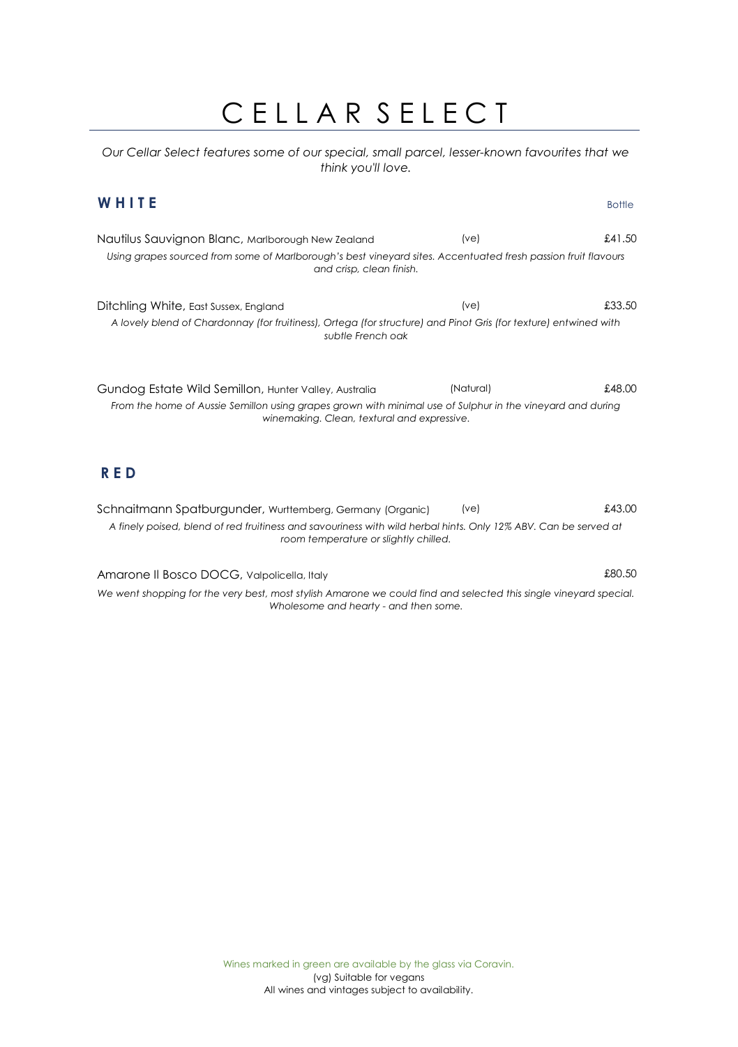# CELLAR SELECT

*Our Cellar Select features some of our special, small parcel, lesser-known favourites that we think you'll love.*

## WHITE

| | | Bottle |
|---|---|---|
| Nautilus Sauvignon Blanc, Marlborough New Zealand | (ve) | £41.50 |
| Ditchling White, East Sussex, England | (ve) | £33.50 |
| Gundog Estate Wild Semillon, Hunter Valley, Australia | (Natural) | £48.00 |

**Nautilus Sauvignon Blanc**, Marlborough New Zealand (ve) — £41.50

*Using grapes sourced from some of Marlborough's best vineyard sites. Accentuated fresh passion fruit flavours and crisp, clean finish.*

**Ditchling White**, East Sussex, England (ve) — £33.50

*A lovely blend of Chardonnay (for fruitiness), Ortega (for structure) and Pinot Gris (for texture) entwined with subtle French oak*

**Gundog Estate Wild Semillon**, Hunter Valley, Australia (Natural) — £48.00

*From the home of Aussie Semillon using grapes grown with minimal use of Sulphur in the vineyard and during winemaking. Clean, textural and expressive.*

## RED

**Schnaitmann Spatburgunder**, Wurttemberg, Germany (Organic) (ve) — £43.00

*A finely poised, blend of red fruitiness and savouriness with wild herbal hints. Only 12% ABV. Can be served at room temperature or slightly chilled.*

**Amarone Il Bosco DOCG**, Valpolicella, Italy — £80.50

*We went shopping for the very best, most stylish Amarone we could find and selected this single vineyard special. Wholesome and hearty - and then some.*

Wines marked in green are available by the glass via Coravin.
(vg) Suitable for vegans
All wines and vintages subject to availability.